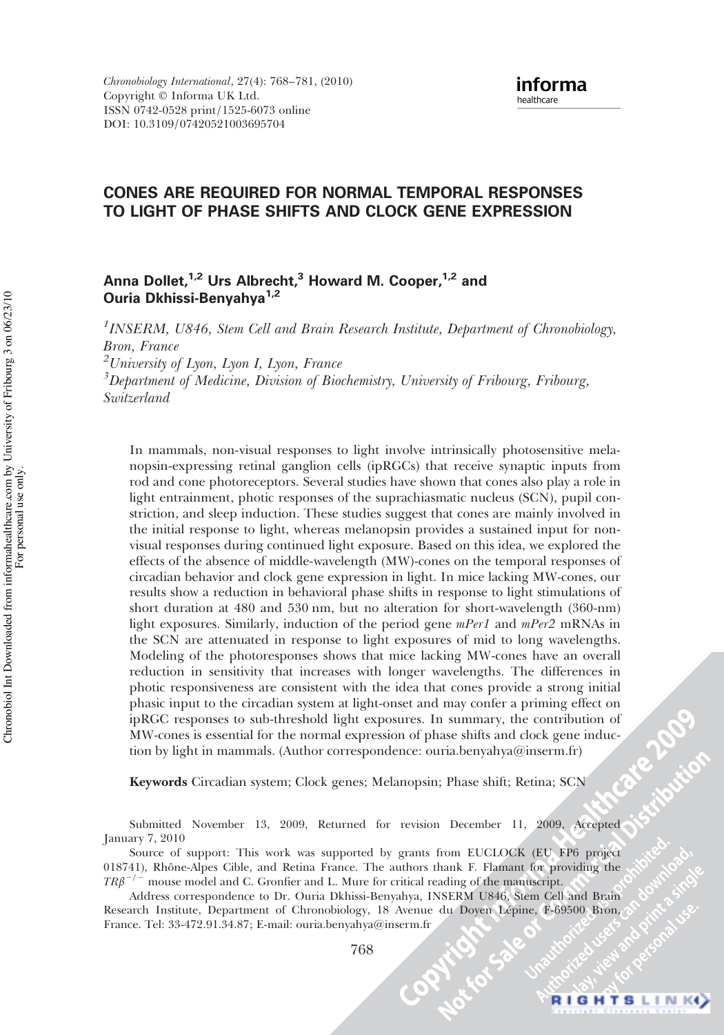# CONES ARE REQUIRED FOR NORMAL TEMPORAL RESPONSES TO LIGHT OF PHASE SHIFTS AND CLOCK GENE EXPRESSION

**Anna Dollet,[1,2] Urs Albrecht,[3] Howard M. Cooper,[1,2] and Ouria Dkhissi-Benyahya[1,2]**

[1]*INSERM, U846, Stem Cell and Brain Research Institute, Department of Chronobiology, Bron, France*
[2]*University of Lyon, Lyon I, Lyon, France*
[3]*Department of Medicine, Division of Biochemistry, University of Fribourg, Fribourg, Switzerland*

In mammals, non-visual responses to light involve intrinsically photosensitive melanopsin-expressing retinal ganglion cells (ipRGCs) that receive synaptic inputs from rod and cone photoreceptors. Several studies have shown that cones also play a role in light entrainment, photic responses of the suprachiasmatic nucleus (SCN), pupil constriction, and sleep induction. These studies suggest that cones are mainly involved in the initial response to light, whereas melanopsin provides a sustained input for non-visual responses during continued light exposure. Based on this idea, we explored the effects of the absence of middle-wavelength (MW)-cones on the temporal responses of circadian behavior and clock gene expression in light. In mice lacking MW-cones, our results show a reduction in behavioral phase shifts in response to light stimulations of short duration at 480 and 530 nm, but no alteration for short-wavelength (360-nm) light exposures. Similarly, induction of the period gene *mPer1* and *mPer2* mRNAs in the SCN are attenuated in response to light exposures of mid to long wavelengths. Modeling of the photoresponses shows that mice lacking MW-cones have an overall reduction in sensitivity that increases with longer wavelengths. The differences in photic responsiveness are consistent with the idea that cones provide a strong initial phasic input to the circadian system at light-onset and may confer a priming effect on ipRGC responses to sub-threshold light exposures. In summary, the contribution of MW-cones is essential for the normal expression of phase shifts and clock gene induction by light in mammals. (Author correspondence: ouria.benyahya@inserm.fr)

**Keywords** Circadian system; Clock genes; Melanopsin; Phase shift; Retina; SCN

Submitted November 13, 2009, Returned for revision December 11, 2009, Accepted January 7, 2010

Source of support: This work was supported by grants from EUCLOCK (EU FP6 project 018741), Rhône-Alpes Cible, and Retina France. The authors thank F. Flamant for providing the $TR\beta^{-/-}$ mouse model and C. Gronfier and L. Mure for critical reading of the manuscript.

Address correspondence to Dr. Ouria Dkhissi-Benyahya, INSERM U846, Stem Cell and Brain Research Institute, Department of Chronobiology, 18 Avenue du Doyen Lépine, F-69500 Bron, France. Tel: 33-472.91.34.87; E-mail: ouria.benyahya@inserm.fr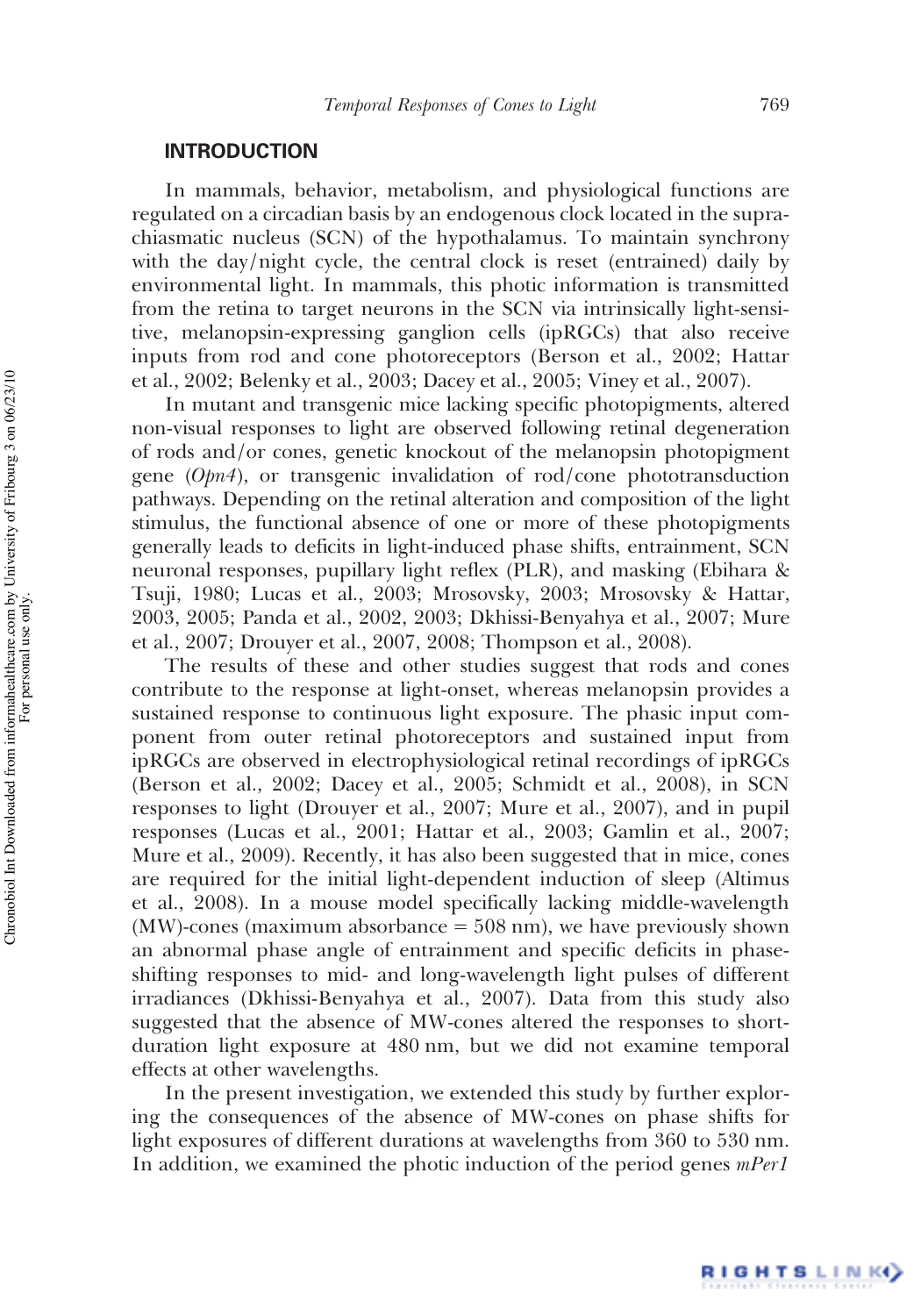## INTRODUCTION

In mammals, behavior, metabolism, and physiological functions are regulated on a circadian basis by an endogenous clock located in the suprachiasmatic nucleus (SCN) of the hypothalamus. To maintain synchrony with the day/night cycle, the central clock is reset (entrained) daily by environmental light. In mammals, this photic information is transmitted from the retina to target neurons in the SCN via intrinsically light-sensitive, melanopsin-expressing ganglion cells (ipRGCs) that also receive inputs from rod and cone photoreceptors (Berson et al., 2002; Hattar et al., 2002; Belenky et al., 2003; Dacey et al., 2005; Viney et al., 2007).

In mutant and transgenic mice lacking specific photopigments, altered non-visual responses to light are observed following retinal degeneration of rods and/or cones, genetic knockout of the melanopsin photopigment gene (*Opn4*), or transgenic invalidation of rod/cone phototransduction pathways. Depending on the retinal alteration and composition of the light stimulus, the functional absence of one or more of these photopigments generally leads to deficits in light-induced phase shifts, entrainment, SCN neuronal responses, pupillary light reflex (PLR), and masking (Ebihara & Tsuji, 1980; Lucas et al., 2003; Mrosovsky, 2003; Mrosovsky & Hattar, 2003, 2005; Panda et al., 2002, 2003; Dkhissi-Benyahya et al., 2007; Mure et al., 2007; Drouyer et al., 2007, 2008; Thompson et al., 2008).

The results of these and other studies suggest that rods and cones contribute to the response at light-onset, whereas melanopsin provides a sustained response to continuous light exposure. The phasic input component from outer retinal photoreceptors and sustained input from ipRGCs are observed in electrophysiological retinal recordings of ipRGCs (Berson et al., 2002; Dacey et al., 2005; Schmidt et al., 2008), in SCN responses to light (Drouyer et al., 2007; Mure et al., 2007), and in pupil responses (Lucas et al., 2001; Hattar et al., 2003; Gamlin et al., 2007; Mure et al., 2009). Recently, it has also been suggested that in mice, cones are required for the initial light-dependent induction of sleep (Altimus et al., 2008). In a mouse model specifically lacking middle-wavelength (MW)-cones (maximum absorbance = 508 nm), we have previously shown an abnormal phase angle of entrainment and specific deficits in phase-shifting responses to mid- and long-wavelength light pulses of different irradiances (Dkhissi-Benyahya et al., 2007). Data from this study also suggested that the absence of MW-cones altered the responses to short-duration light exposure at 480 nm, but we did not examine temporal effects at other wavelengths.

In the present investigation, we extended this study by further exploring the consequences of the absence of MW-cones on phase shifts for light exposures of different durations at wavelengths from 360 to 530 nm. In addition, we examined the photic induction of the period genes *mPer1*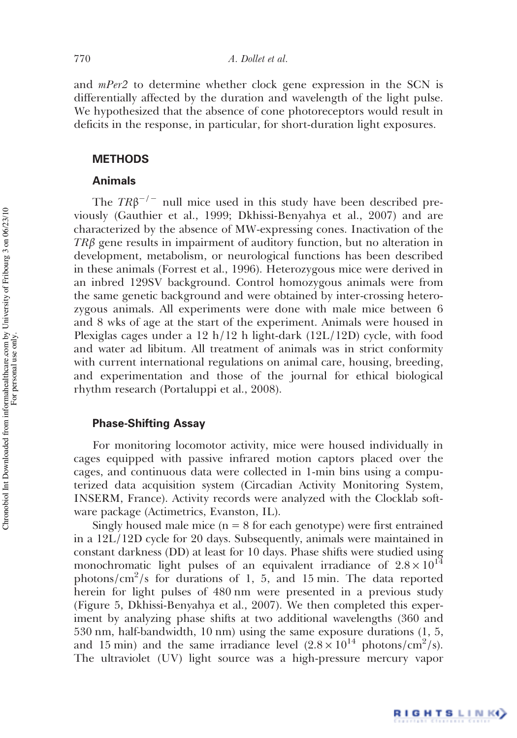and *mPer2* to determine whether clock gene expression in the SCN is differentially affected by the duration and wavelength of the light pulse. We hypothesized that the absence of cone photoreceptors would result in deficits in the response, in particular, for short-duration light exposures.

## METHODS

### Animals

The $TR\beta^{-/-}$ null mice used in this study have been described previously (Gauthier et al., 1999; Dkhissi-Benyahya et al., 2007) and are characterized by the absence of MW-expressing cones. Inactivation of the $TR\beta$ gene results in impairment of auditory function, but no alteration in development, metabolism, or neurological functions has been described in these animals (Forrest et al., 1996). Heterozygous mice were derived in an inbred 129SV background. Control homozygous animals were from the same genetic background and were obtained by inter-crossing heterozygous animals. All experiments were done with male mice between 6 and 8 wks of age at the start of the experiment. Animals were housed in Plexiglas cages under a 12 h/12 h light-dark (12L/12D) cycle, with food and water ad libitum. All treatment of animals was in strict conformity with current international regulations on animal care, housing, breeding, and experimentation and those of the journal for ethical biological rhythm research (Portaluppi et al., 2008).

### Phase-Shifting Assay

For monitoring locomotor activity, mice were housed individually in cages equipped with passive infrared motion captors placed over the cages, and continuous data were collected in 1-min bins using a computerized data acquisition system (Circadian Activity Monitoring System, INSERM, France). Activity records were analyzed with the Clocklab software package (Actimetrics, Evanston, IL).

Singly housed male mice ($n = 8$ for each genotype) were first entrained in a 12L/12D cycle for 20 days. Subsequently, animals were maintained in constant darkness (DD) at least for 10 days. Phase shifts were studied using monochromatic light pulses of an equivalent irradiance of $2.8 \times 10^{14}$ photons/cm$^2$/s for durations of 1, 5, and 15 min. The data reported herein for light pulses of 480 nm were presented in a previous study (Figure 5, Dkhissi-Benyahya et al., 2007). We then completed this experiment by analyzing phase shifts at two additional wavelengths (360 and 530 nm, half-bandwidth, 10 nm) using the same exposure durations (1, 5, and 15 min) and the same irradiance level ($2.8 \times 10^{14}$ photons/cm$^2$/s). The ultraviolet (UV) light source was a high-pressure mercury vapor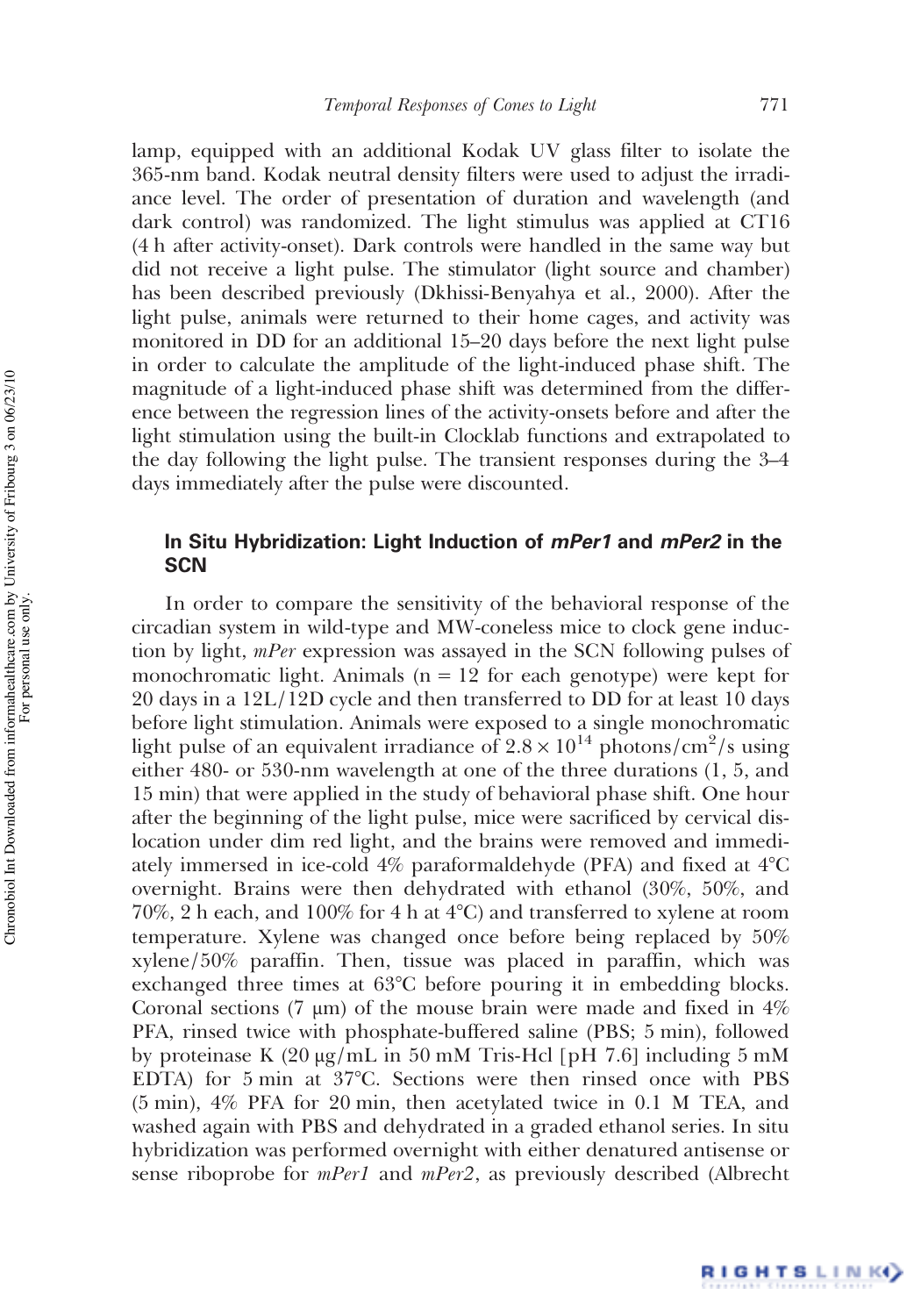lamp, equipped with an additional Kodak UV glass filter to isolate the 365-nm band. Kodak neutral density filters were used to adjust the irradiance level. The order of presentation of duration and wavelength (and dark control) was randomized. The light stimulus was applied at CT16 (4 h after activity-onset). Dark controls were handled in the same way but did not receive a light pulse. The stimulator (light source and chamber) has been described previously (Dkhissi-Benyahya et al., 2000). After the light pulse, animals were returned to their home cages, and activity was monitored in DD for an additional 15–20 days before the next light pulse in order to calculate the amplitude of the light-induced phase shift. The magnitude of a light-induced phase shift was determined from the difference between the regression lines of the activity-onsets before and after the light stimulation using the built-in Clocklab functions and extrapolated to the day following the light pulse. The transient responses during the 3–4 days immediately after the pulse were discounted.

### In Situ Hybridization: Light Induction of *mPer1* and *mPer2* in the SCN

In order to compare the sensitivity of the behavioral response of the circadian system in wild-type and MW-coneless mice to clock gene induction by light, *mPer* expression was assayed in the SCN following pulses of monochromatic light. Animals (n = 12 for each genotype) were kept for 20 days in a 12L/12D cycle and then transferred to DD for at least 10 days before light stimulation. Animals were exposed to a single monochromatic light pulse of an equivalent irradiance of $2.8 \times 10^{14}$ photons/cm$^2$/s using either 480- or 530-nm wavelength at one of the three durations (1, 5, and 15 min) that were applied in the study of behavioral phase shift. One hour after the beginning of the light pulse, mice were sacrificed by cervical dislocation under dim red light, and the brains were removed and immediately immersed in ice-cold 4% paraformaldehyde (PFA) and fixed at 4°C overnight. Brains were then dehydrated with ethanol (30%, 50%, and 70%, 2 h each, and 100% for 4 h at 4°C) and transferred to xylene at room temperature. Xylene was changed once before being replaced by 50% xylene/50% paraffin. Then, tissue was placed in paraffin, which was exchanged three times at 63°C before pouring it in embedding blocks. Coronal sections (7 μm) of the mouse brain were made and fixed in 4% PFA, rinsed twice with phosphate-buffered saline (PBS; 5 min), followed by proteinase K (20 μg/mL in 50 mM Tris-Hcl [pH 7.6] including 5 mM EDTA) for 5 min at 37°C. Sections were then rinsed once with PBS (5 min), 4% PFA for 20 min, then acetylated twice in 0.1 M TEA, and washed again with PBS and dehydrated in a graded ethanol series. In situ hybridization was performed overnight with either denatured antisense or sense riboprobe for *mPer1* and *mPer2*, as previously described (Albrecht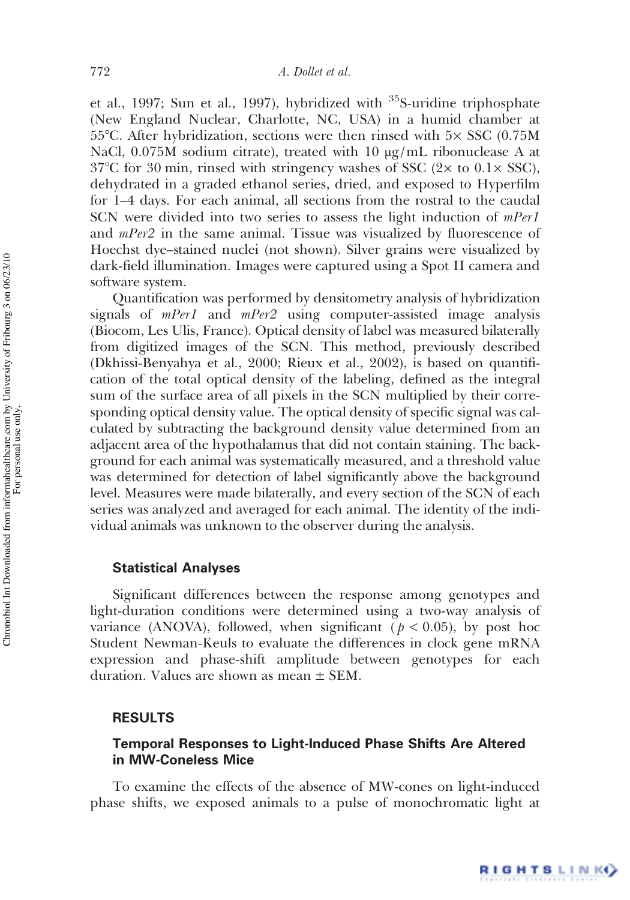et al., 1997; Sun et al., 1997), hybridized with $^{35}$S-uridine triphosphate (New England Nuclear, Charlotte, NC, USA) in a humid chamber at 55°C. After hybridization, sections were then rinsed with 5× SSC (0.75M NaCl, 0.075M sodium citrate), treated with 10 µg/mL ribonuclease A at 37°C for 30 min, rinsed with stringency washes of SSC (2× to 0.1× SSC), dehydrated in a graded ethanol series, dried, and exposed to Hyperfilm for 1–4 days. For each animal, all sections from the rostral to the caudal SCN were divided into two series to assess the light induction of *mPer1* and *mPer2* in the same animal. Tissue was visualized by fluorescence of Hoechst dye–stained nuclei (not shown). Silver grains were visualized by dark-field illumination. Images were captured using a Spot II camera and software system.

Quantification was performed by densitometry analysis of hybridization signals of *mPer1* and *mPer2* using computer-assisted image analysis (Biocom, Les Ulis, France). Optical density of label was measured bilaterally from digitized images of the SCN. This method, previously described (Dkhissi-Benyahya et al., 2000; Rieux et al., 2002), is based on quantification of the total optical density of the labeling, defined as the integral sum of the surface area of all pixels in the SCN multiplied by their corresponding optical density value. The optical density of specific signal was calculated by subtracting the background density value determined from an adjacent area of the hypothalamus that did not contain staining. The background for each animal was systematically measured, and a threshold value was determined for detection of label significantly above the background level. Measures were made bilaterally, and every section of the SCN of each series was analyzed and averaged for each animal. The identity of the individual animals was unknown to the observer during the analysis.

### Statistical Analyses

Significant differences between the response among genotypes and light-duration conditions were determined using a two-way analysis of variance (ANOVA), followed, when significant ($p < 0.05$), by post hoc Student Newman-Keuls to evaluate the differences in clock gene mRNA expression and phase-shift amplitude between genotypes for each duration. Values are shown as mean ± SEM.

## RESULTS

### Temporal Responses to Light-Induced Phase Shifts Are Altered in MW-Coneless Mice

To examine the effects of the absence of MW-cones on light-induced phase shifts, we exposed animals to a pulse of monochromatic light at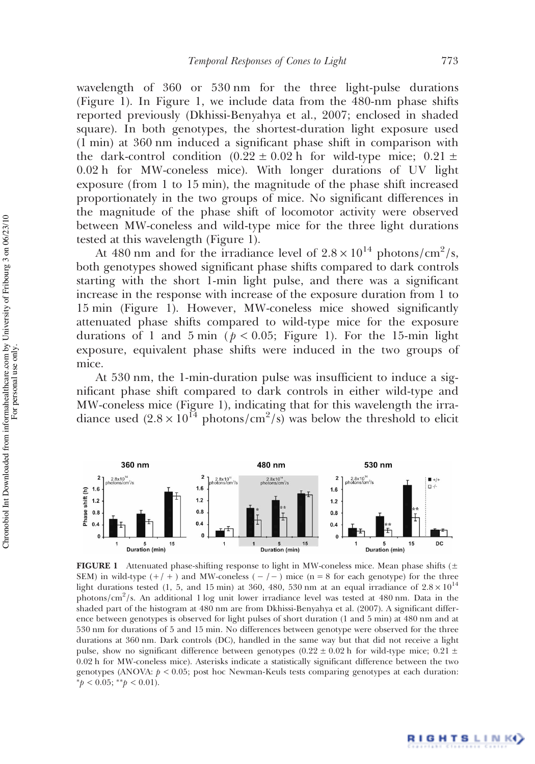wavelength of 360 or 530 nm for the three light-pulse durations (Figure 1). In Figure 1, we include data from the 480-nm phase shifts reported previously (Dkhissi-Benyahya et al., 2007; enclosed in shaded square). In both genotypes, the shortest-duration light exposure used (1 min) at 360 nm induced a significant phase shift in comparison with the dark-control condition (0.22 ± 0.02 h for wild-type mice; 0.21 ± 0.02 h for MW-coneless mice). With longer durations of UV light exposure (from 1 to 15 min), the magnitude of the phase shift increased proportionately in the two groups of mice. No significant differences in the magnitude of the phase shift of locomotor activity were observed between MW-coneless and wild-type mice for the three light durations tested at this wavelength (Figure 1).

At 480 nm and for the irradiance level of $2.8 \times 10^{14}$ photons/cm$^2$/s, both genotypes showed significant phase shifts compared to dark controls starting with the short 1-min light pulse, and there was a significant increase in the response with increase of the exposure duration from 1 to 15 min (Figure 1). However, MW-coneless mice showed significantly attenuated phase shifts compared to wild-type mice for the exposure durations of 1 and 5 min ($p < 0.05$; Figure 1). For the 15-min light exposure, equivalent phase shifts were induced in the two groups of mice.

At 530 nm, the 1-min-duration pulse was insufficient to induce a significant phase shift compared to dark controls in either wild-type and MW-coneless mice (Figure 1), indicating that for this wavelength the irradiance used ($2.8 \times 10^{14}$ photons/cm$^2$/s) was below the threshold to elicit

**FIGURE 1** Attenuated phase-shifting response to light in MW-coneless mice. Mean phase shifts (± SEM) in wild-type (+/+) and MW-coneless (−/−) mice (n = 8 for each genotype) for the three light durations tested (1, 5, and 15 min) at 360, 480, 530 nm at an equal irradiance of $2.8 \times 10^{14}$ photons/cm$^2$/s. An additional 1 log unit lower irradiance level was tested at 480 nm. Data in the shaded part of the histogram at 480 nm are from Dkhissi-Benyahya et al. (2007). A significant difference between genotypes is observed for light pulses of short duration (1 and 5 min) at 480 nm and at 530 nm for durations of 5 and 15 min. No differences between genotype were observed for the three durations at 360 nm. Dark controls (DC), handled in the same way but that did not receive a light pulse, show no significant difference between genotypes (0.22 ± 0.02 h for wild-type mice; 0.21 ± 0.02 h for MW-coneless mice). Asterisks indicate a statistically significant difference between the two genotypes (ANOVA: $p < 0.05$; post hoc Newman-Keuls tests comparing genotypes at each duration: $^{*}p < 0.05$; $^{**}p < 0.01$).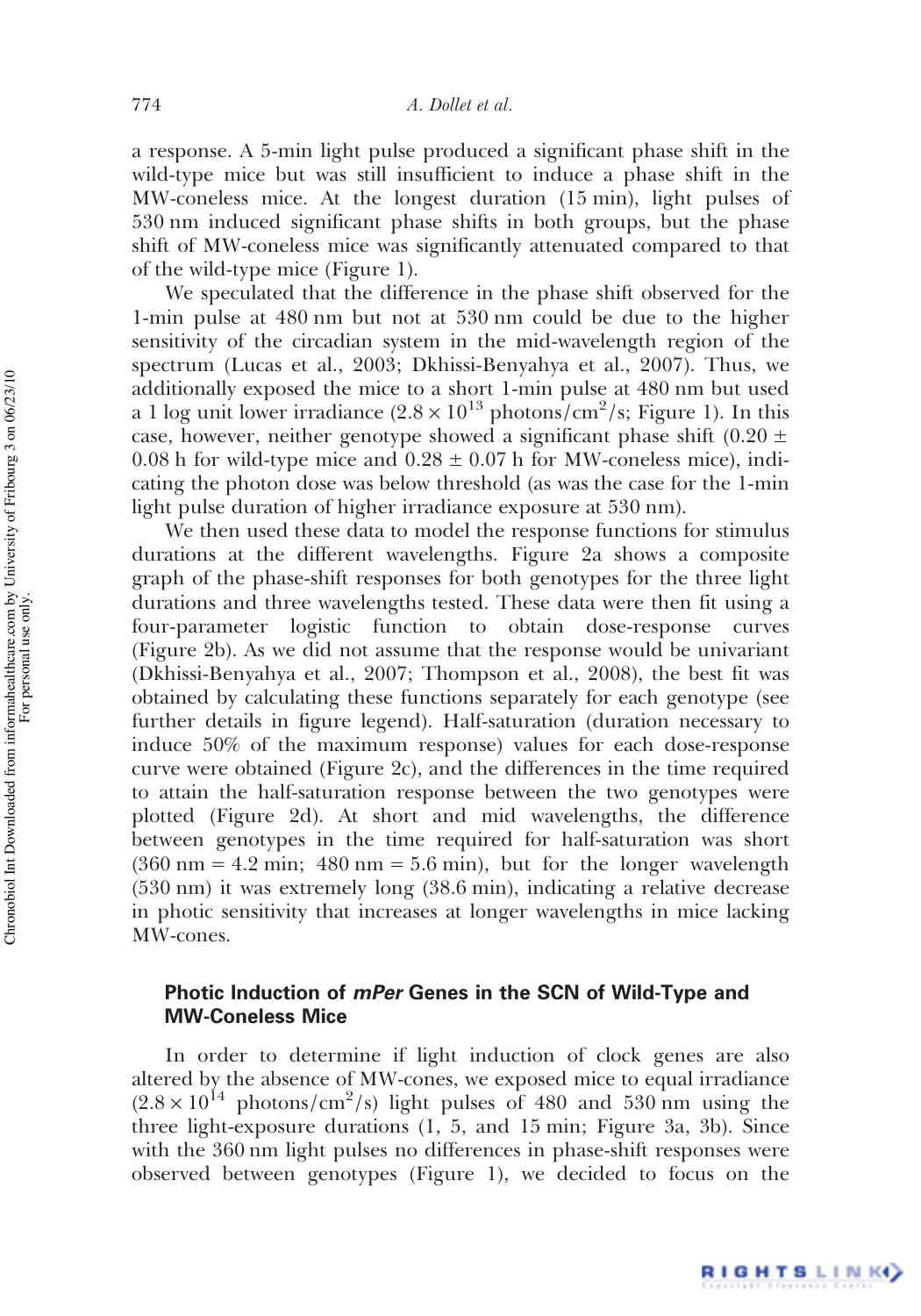a response. A 5-min light pulse produced a significant phase shift in the wild-type mice but was still insufficient to induce a phase shift in the MW-coneless mice. At the longest duration (15 min), light pulses of 530 nm induced significant phase shifts in both groups, but the phase shift of MW-coneless mice was significantly attenuated compared to that of the wild-type mice (Figure 1).

We speculated that the difference in the phase shift observed for the 1-min pulse at 480 nm but not at 530 nm could be due to the higher sensitivity of the circadian system in the mid-wavelength region of the spectrum (Lucas et al., 2003; Dkhissi-Benyahya et al., 2007). Thus, we additionally exposed the mice to a short 1-min pulse at 480 nm but used a 1 log unit lower irradiance ($2.8 \times 10^{13}$ photons/cm$^2$/s; Figure 1). In this case, however, neither genotype showed a significant phase shift ($0.20 \pm 0.08$ h for wild-type mice and $0.28 \pm 0.07$ h for MW-coneless mice), indicating the photon dose was below threshold (as was the case for the 1-min light pulse duration of higher irradiance exposure at 530 nm).

We then used these data to model the response functions for stimulus durations at the different wavelengths. Figure 2a shows a composite graph of the phase-shift responses for both genotypes for the three light durations and three wavelengths tested. These data were then fit using a four-parameter logistic function to obtain dose-response curves (Figure 2b). As we did not assume that the response would be univariant (Dkhissi-Benyahya et al., 2007; Thompson et al., 2008), the best fit was obtained by calculating these functions separately for each genotype (see further details in figure legend). Half-saturation (duration necessary to induce 50% of the maximum response) values for each dose-response curve were obtained (Figure 2c), and the differences in the time required to attain the half-saturation response between the two genotypes were plotted (Figure 2d). At short and mid wavelengths, the difference between genotypes in the time required for half-saturation was short (360 nm = 4.2 min; 480 nm = 5.6 min), but for the longer wavelength (530 nm) it was extremely long (38.6 min), indicating a relative decrease in photic sensitivity that increases at longer wavelengths in mice lacking MW-cones.

### Photic Induction of *mPer* Genes in the SCN of Wild-Type and MW-Coneless Mice

In order to determine if light induction of clock genes are also altered by the absence of MW-cones, we exposed mice to equal irradiance ($2.8 \times 10^{14}$ photons/cm$^2$/s) light pulses of 480 and 530 nm using the three light-exposure durations (1, 5, and 15 min; Figure 3a, 3b). Since with the 360 nm light pulses no differences in phase-shift responses were observed between genotypes (Figure 1), we decided to focus on the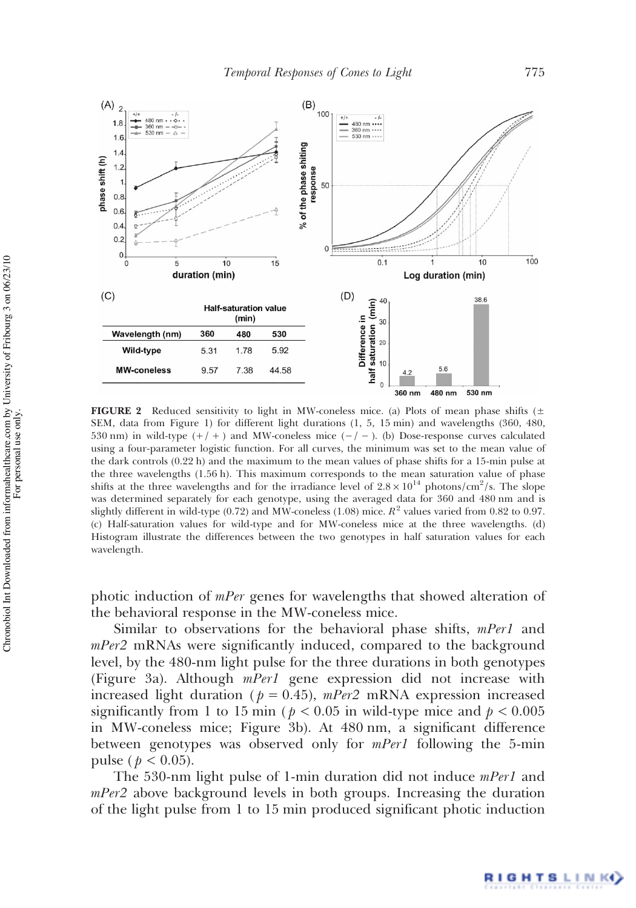| Wavelength (nm) | 360 | 480 | 530 |
|---|---|---|---|
| | Half-saturation value (min) | | |
| Wild-type | 5.31 | 1.78 | 5.92 |
| MW-coneless | 9.57 | 7.38 | 44.58 |

**FIGURE 2** Reduced sensitivity to light in MW-coneless mice. (a) Plots of mean phase shifts (± SEM, data from Figure 1) for different light durations (1, 5, 15 min) and wavelengths (360, 480, 530 nm) in wild-type (+/+) and MW-coneless mice (−/−). (b) Dose-response curves calculated using a four-parameter logistic function. For all curves, the minimum was set to the mean value of the dark controls (0.22 h) and the maximum to the mean values of phase shifts for a 15-min pulse at the three wavelengths (1.56 h). This maximum corresponds to the mean saturation value of phase shifts at the three wavelengths and for the irradiance level of $2.8 \times 10^{14}$ photons/cm$^2$/s. The slope was determined separately for each genotype, using the averaged data for 360 and 480 nm and is slightly different in wild-type (0.72) and MW-coneless (1.08) mice. $R^2$ values varied from 0.82 to 0.97. (c) Half-saturation values for wild-type and for MW-coneless mice at the three wavelengths. (d) Histogram illustrate the differences between the two genotypes in half saturation values for each wavelength.

photic induction of *mPer* genes for wavelengths that showed alteration of the behavioral response in the MW-coneless mice.

Similar to observations for the behavioral phase shifts, *mPer1* and *mPer2* mRNAs were significantly induced, compared to the background level, by the 480-nm light pulse for the three durations in both genotypes (Figure 3a). Although *mPer1* gene expression did not increase with increased light duration ($p = 0.45$), *mPer2* mRNA expression increased significantly from 1 to 15 min ($p < 0.05$ in wild-type mice and $p < 0.005$ in MW-coneless mice; Figure 3b). At 480 nm, a significant difference between genotypes was observed only for *mPer1* following the 5-min pulse ($p < 0.05$).

The 530-nm light pulse of 1-min duration did not induce *mPer1* and *mPer2* above background levels in both groups. Increasing the duration of the light pulse from 1 to 15 min produced significant photic induction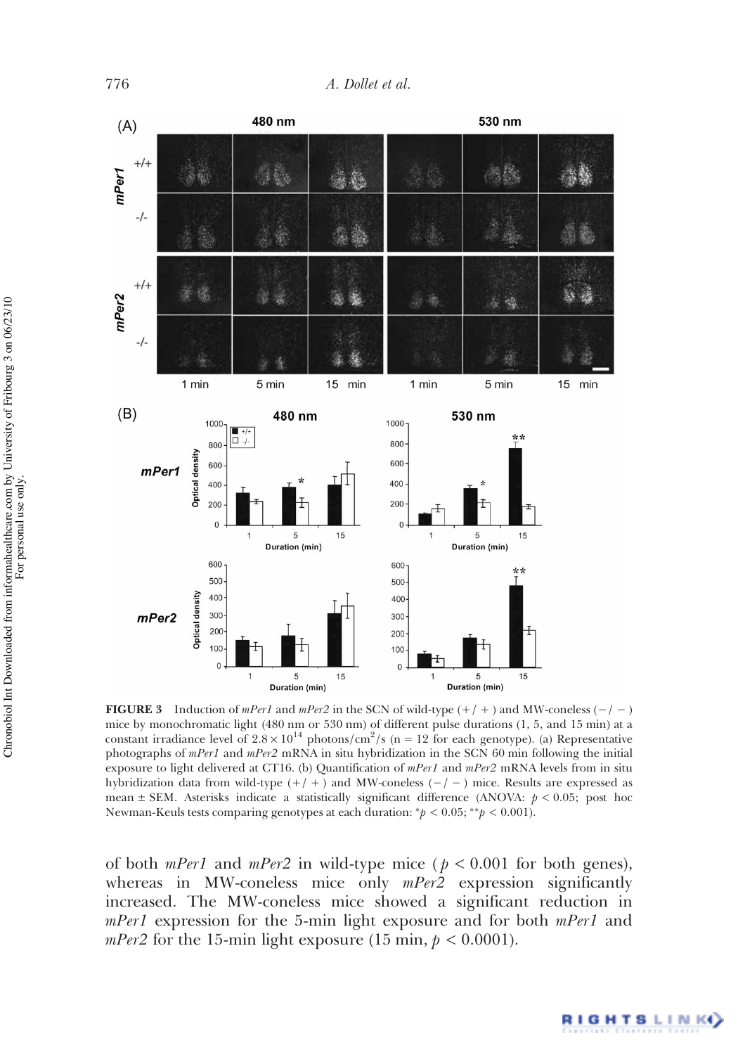**FIGURE 3** Induction of *mPer1* and *mPer2* in the SCN of wild-type (+/+) and MW-coneless (−/−) mice by monochromatic light (480 nm or 530 nm) of different pulse durations (1, 5, and 15 min) at a constant irradiance level of $2.8 \times 10^{14}$ photons/cm$^2$/s (n = 12 for each genotype). (a) Representative photographs of *mPer1* and *mPer2* mRNA in situ hybridization in the SCN 60 min following the initial exposure to light delivered at CT16. (b) Quantification of *mPer1* and *mPer2* mRNA levels from in situ hybridization data from wild-type (+/+) and MW-coneless (−/−) mice. Results are expressed as mean ± SEM. Asterisks indicate a statistically significant difference (ANOVA: $p < 0.05$; post hoc Newman-Keuls tests comparing genotypes at each duration: *$p < 0.05$; **$p < 0.001$).

of both *mPer1* and *mPer2* in wild-type mice ($p < 0.001$ for both genes), whereas in MW-coneless mice only *mPer2* expression significantly increased. The MW-coneless mice showed a significant reduction in *mPer1* expression for the 5-min light exposure and for both *mPer1* and *mPer2* for the 15-min light exposure (15 min, $p < 0.0001$).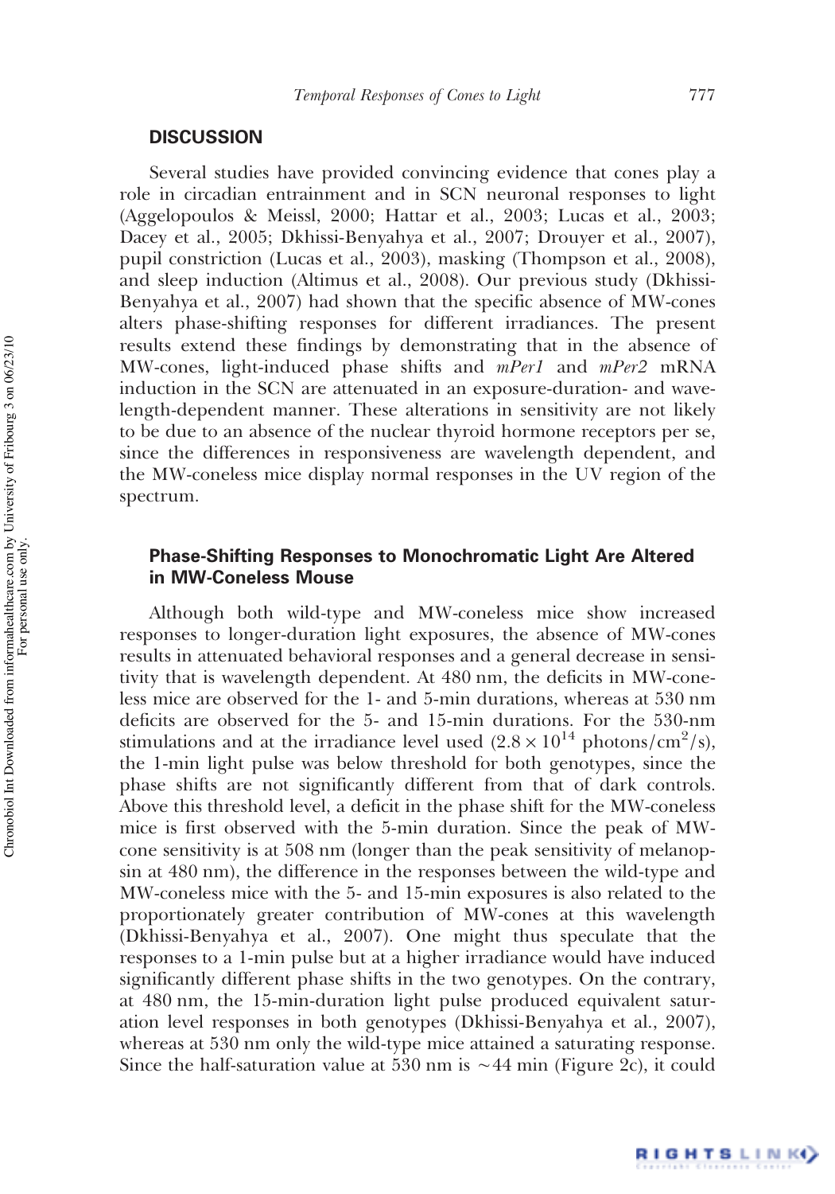## DISCUSSION

Several studies have provided convincing evidence that cones play a role in circadian entrainment and in SCN neuronal responses to light (Aggelopoulos & Meissl, 2000; Hattar et al., 2003; Lucas et al., 2003; Dacey et al., 2005; Dkhissi-Benyahya et al., 2007; Drouyer et al., 2007), pupil constriction (Lucas et al., 2003), masking (Thompson et al., 2008), and sleep induction (Altimus et al., 2008). Our previous study (Dkhissi-Benyahya et al., 2007) had shown that the specific absence of MW-cones alters phase-shifting responses for different irradiances. The present results extend these findings by demonstrating that in the absence of MW-cones, light-induced phase shifts and *mPer1* and *mPer2* mRNA induction in the SCN are attenuated in an exposure-duration- and wavelength-dependent manner. These alterations in sensitivity are not likely to be due to an absence of the nuclear thyroid hormone receptors per se, since the differences in responsiveness are wavelength dependent, and the MW-coneless mice display normal responses in the UV region of the spectrum.

### Phase-Shifting Responses to Monochromatic Light Are Altered in MW-Coneless Mouse

Although both wild-type and MW-coneless mice show increased responses to longer-duration light exposures, the absence of MW-cones results in attenuated behavioral responses and a general decrease in sensitivity that is wavelength dependent. At 480 nm, the deficits in MW-coneless mice are observed for the 1- and 5-min durations, whereas at 530 nm deficits are observed for the 5- and 15-min durations. For the 530-nm stimulations and at the irradiance level used ($2.8 \times 10^{14}$ photons/cm$^2$/s), the 1-min light pulse was below threshold for both genotypes, since the phase shifts are not significantly different from that of dark controls. Above this threshold level, a deficit in the phase shift for the MW-coneless mice is first observed with the 5-min duration. Since the peak of MW-cone sensitivity is at 508 nm (longer than the peak sensitivity of melanopsin at 480 nm), the difference in the responses between the wild-type and MW-coneless mice with the 5- and 15-min exposures is also related to the proportionately greater contribution of MW-cones at this wavelength (Dkhissi-Benyahya et al., 2007). One might thus speculate that the responses to a 1-min pulse but at a higher irradiance would have induced significantly different phase shifts in the two genotypes. On the contrary, at 480 nm, the 15-min-duration light pulse produced equivalent saturation level responses in both genotypes (Dkhissi-Benyahya et al., 2007), whereas at 530 nm only the wild-type mice attained a saturating response. Since the half-saturation value at 530 nm is ~44 min (Figure 2c), it could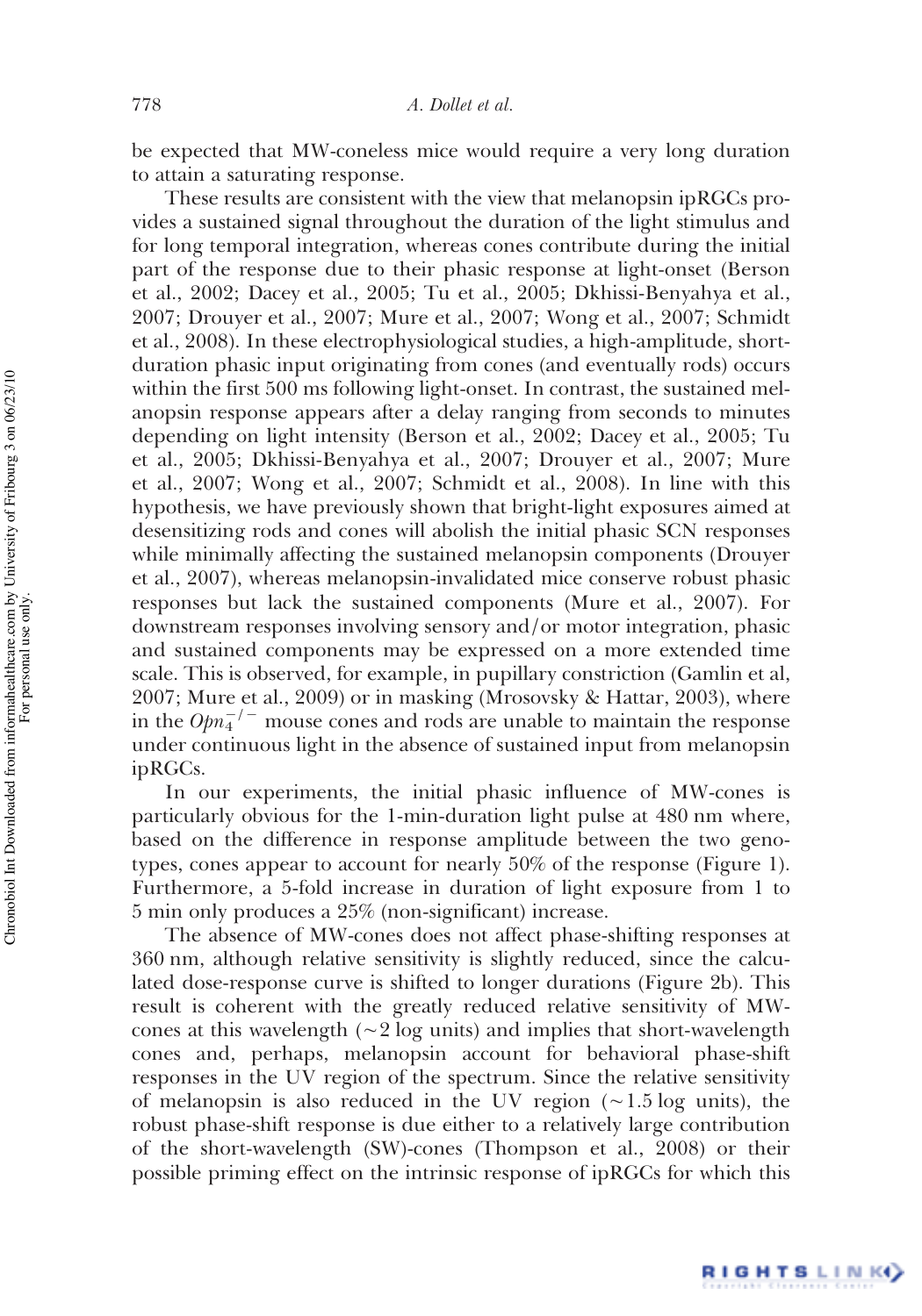be expected that MW-coneless mice would require a very long duration to attain a saturating response.

These results are consistent with the view that melanopsin ipRGCs provides a sustained signal throughout the duration of the light stimulus and for long temporal integration, whereas cones contribute during the initial part of the response due to their phasic response at light-onset (Berson et al., 2002; Dacey et al., 2005; Tu et al., 2005; Dkhissi-Benyahya et al., 2007; Drouyer et al., 2007; Mure et al., 2007; Wong et al., 2007; Schmidt et al., 2008). In these electrophysiological studies, a high-amplitude, short-duration phasic input originating from cones (and eventually rods) occurs within the first 500 ms following light-onset. In contrast, the sustained melanopsin response appears after a delay ranging from seconds to minutes depending on light intensity (Berson et al., 2002; Dacey et al., 2005; Tu et al., 2005; Dkhissi-Benyahya et al., 2007; Drouyer et al., 2007; Mure et al., 2007; Wong et al., 2007; Schmidt et al., 2008). In line with this hypothesis, we have previously shown that bright-light exposures aimed at desensitizing rods and cones will abolish the initial phasic SCN responses while minimally affecting the sustained melanopsin components (Drouyer et al., 2007), whereas melanopsin-invalidated mice conserve robust phasic responses but lack the sustained components (Mure et al., 2007). For downstream responses involving sensory and/or motor integration, phasic and sustained components may be expressed on a more extended time scale. This is observed, for example, in pupillary constriction (Gamlin et al, 2007; Mure et al., 2009) or in masking (Mrosovsky & Hattar, 2003), where in the $Opn_4^{-/-}$ mouse cones and rods are unable to maintain the response under continuous light in the absence of sustained input from melanopsin ipRGCs.

In our experiments, the initial phasic influence of MW-cones is particularly obvious for the 1-min-duration light pulse at 480 nm where, based on the difference in response amplitude between the two genotypes, cones appear to account for nearly 50% of the response (Figure 1). Furthermore, a 5-fold increase in duration of light exposure from 1 to 5 min only produces a 25% (non-significant) increase.

The absence of MW-cones does not affect phase-shifting responses at 360 nm, although relative sensitivity is slightly reduced, since the calculated dose-response curve is shifted to longer durations (Figure 2b). This result is coherent with the greatly reduced relative sensitivity of MW-cones at this wavelength (~2 log units) and implies that short-wavelength cones and, perhaps, melanopsin account for behavioral phase-shift responses in the UV region of the spectrum. Since the relative sensitivity of melanopsin is also reduced in the UV region (~1.5 log units), the robust phase-shift response is due either to a relatively large contribution of the short-wavelength (SW)-cones (Thompson et al., 2008) or their possible priming effect on the intrinsic response of ipRGCs for which this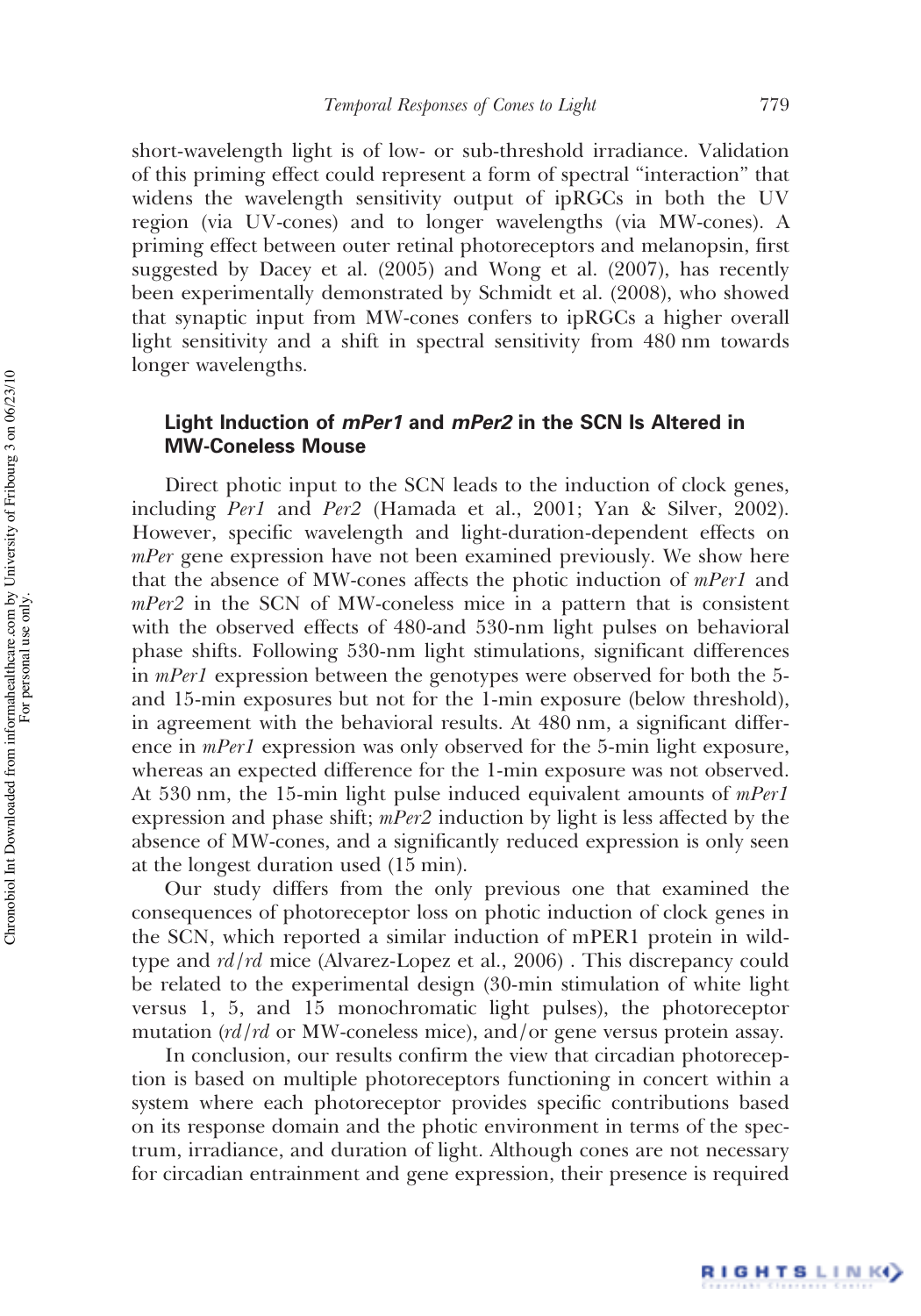short-wavelength light is of low- or sub-threshold irradiance. Validation of this priming effect could represent a form of spectral "interaction" that widens the wavelength sensitivity output of ipRGCs in both the UV region (via UV-cones) and to longer wavelengths (via MW-cones). A priming effect between outer retinal photoreceptors and melanopsin, first suggested by Dacey et al. (2005) and Wong et al. (2007), has recently been experimentally demonstrated by Schmidt et al. (2008), who showed that synaptic input from MW-cones confers to ipRGCs a higher overall light sensitivity and a shift in spectral sensitivity from 480 nm towards longer wavelengths.

### Light Induction of *mPer1* and *mPer2* in the SCN Is Altered in MW-Coneless Mouse

Direct photic input to the SCN leads to the induction of clock genes, including *Per1* and *Per2* (Hamada et al., 2001; Yan & Silver, 2002). However, specific wavelength and light-duration-dependent effects on *mPer* gene expression have not been examined previously. We show here that the absence of MW-cones affects the photic induction of *mPer1* and *mPer2* in the SCN of MW-coneless mice in a pattern that is consistent with the observed effects of 480-and 530-nm light pulses on behavioral phase shifts. Following 530-nm light stimulations, significant differences in *mPer1* expression between the genotypes were observed for both the 5- and 15-min exposures but not for the 1-min exposure (below threshold), in agreement with the behavioral results. At 480 nm, a significant difference in *mPer1* expression was only observed for the 5-min light exposure, whereas an expected difference for the 1-min exposure was not observed. At 530 nm, the 15-min light pulse induced equivalent amounts of *mPer1* expression and phase shift; *mPer2* induction by light is less affected by the absence of MW-cones, and a significantly reduced expression is only seen at the longest duration used (15 min).

Our study differs from the only previous one that examined the consequences of photoreceptor loss on photic induction of clock genes in the SCN, which reported a similar induction of mPER1 protein in wild-type and *rd/rd* mice (Alvarez-Lopez et al., 2006) . This discrepancy could be related to the experimental design (30-min stimulation of white light versus 1, 5, and 15 monochromatic light pulses), the photoreceptor mutation (*rd/rd* or MW-coneless mice), and/or gene versus protein assay.

In conclusion, our results confirm the view that circadian photoreception is based on multiple photoreceptors functioning in concert within a system where each photoreceptor provides specific contributions based on its response domain and the photic environment in terms of the spectrum, irradiance, and duration of light. Although cones are not necessary for circadian entrainment and gene expression, their presence is required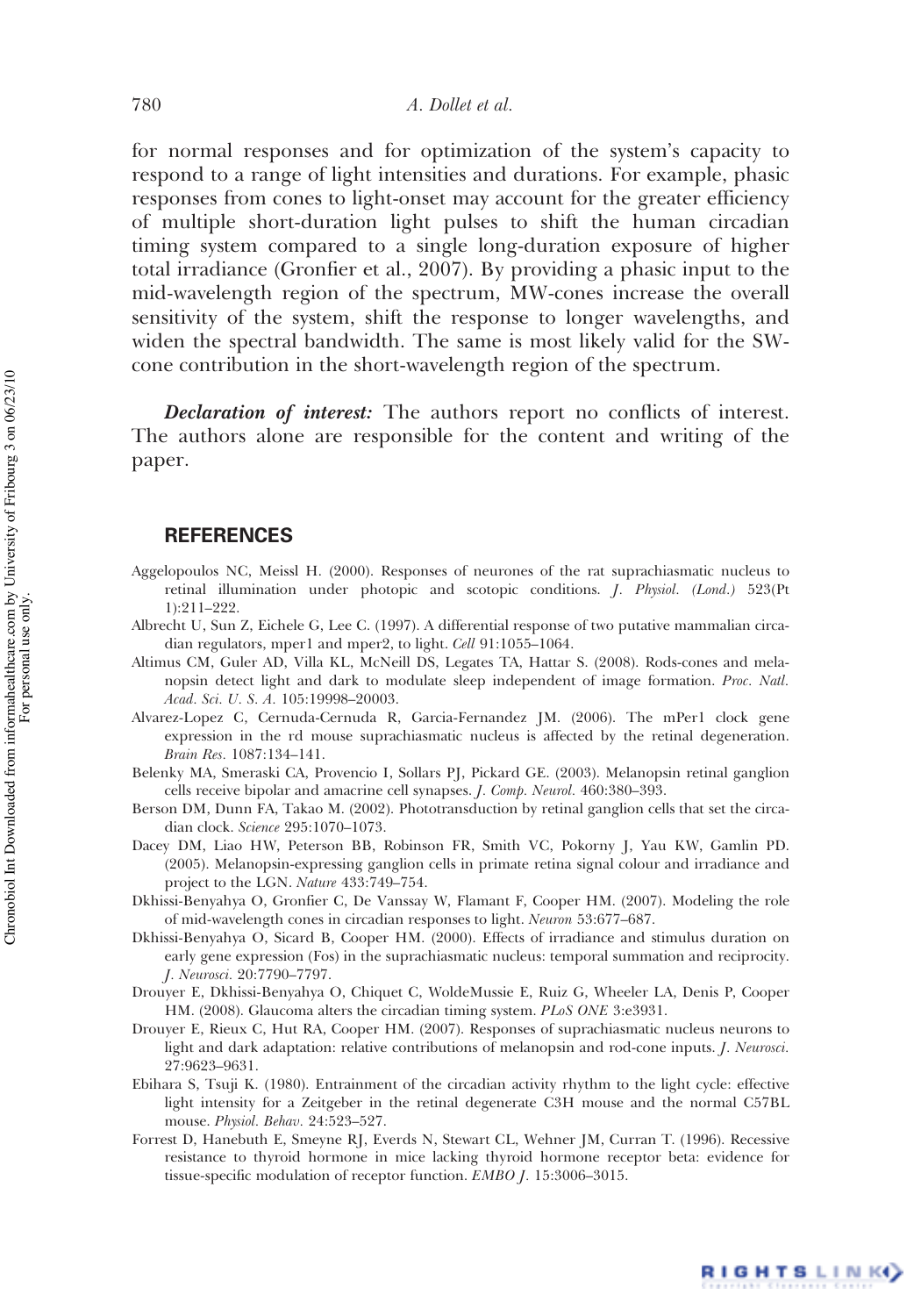for normal responses and for optimization of the system's capacity to respond to a range of light intensities and durations. For example, phasic responses from cones to light-onset may account for the greater efficiency of multiple short-duration light pulses to shift the human circadian timing system compared to a single long-duration exposure of higher total irradiance (Gronfier et al., 2007). By providing a phasic input to the mid-wavelength region of the spectrum, MW-cones increase the overall sensitivity of the system, shift the response to longer wavelengths, and widen the spectral bandwidth. The same is most likely valid for the SW-cone contribution in the short-wavelength region of the spectrum.

***Declaration of interest:*** The authors report no conflicts of interest. The authors alone are responsible for the content and writing of the paper.

## REFERENCES

Aggelopoulos NC, Meissl H. (2000). Responses of neurones of the rat suprachiasmatic nucleus to retinal illumination under photopic and scotopic conditions. *J. Physiol. (Lond.)* 523(Pt 1):211–222.

Albrecht U, Sun Z, Eichele G, Lee C. (1997). A differential response of two putative mammalian circadian regulators, mper1 and mper2, to light. *Cell* 91:1055–1064.

Altimus CM, Guler AD, Villa KL, McNeill DS, Legates TA, Hattar S. (2008). Rods-cones and melanopsin detect light and dark to modulate sleep independent of image formation. *Proc. Natl. Acad. Sci. U. S. A.* 105:19998–20003.

Alvarez-Lopez C, Cernuda-Cernuda R, Garcia-Fernandez JM. (2006). The mPer1 clock gene expression in the rd mouse suprachiasmatic nucleus is affected by the retinal degeneration. *Brain Res.* 1087:134–141.

Belenky MA, Smeraski CA, Provencio I, Sollars PJ, Pickard GE. (2003). Melanopsin retinal ganglion cells receive bipolar and amacrine cell synapses. *J. Comp. Neurol.* 460:380–393.

Berson DM, Dunn FA, Takao M. (2002). Phototransduction by retinal ganglion cells that set the circadian clock. *Science* 295:1070–1073.

Dacey DM, Liao HW, Peterson BB, Robinson FR, Smith VC, Pokorny J, Yau KW, Gamlin PD. (2005). Melanopsin-expressing ganglion cells in primate retina signal colour and irradiance and project to the LGN. *Nature* 433:749–754.

Dkhissi-Benyahya O, Gronfier C, De Vanssay W, Flamant F, Cooper HM. (2007). Modeling the role of mid-wavelength cones in circadian responses to light. *Neuron* 53:677–687.

Dkhissi-Benyahya O, Sicard B, Cooper HM. (2000). Effects of irradiance and stimulus duration on early gene expression (Fos) in the suprachiasmatic nucleus: temporal summation and reciprocity. *J. Neurosci.* 20:7790–7797.

Drouyer E, Dkhissi-Benyahya O, Chiquet C, WoldeMussie E, Ruiz G, Wheeler LA, Denis P, Cooper HM. (2008). Glaucoma alters the circadian timing system. *PLoS ONE* 3:e3931.

Drouyer E, Rieux C, Hut RA, Cooper HM. (2007). Responses of suprachiasmatic nucleus neurons to light and dark adaptation: relative contributions of melanopsin and rod-cone inputs. *J. Neurosci.* 27:9623–9631.

Ebihara S, Tsuji K. (1980). Entrainment of the circadian activity rhythm to the light cycle: effective light intensity for a Zeitgeber in the retinal degenerate C3H mouse and the normal C57BL mouse. *Physiol. Behav.* 24:523–527.

Forrest D, Hanebuth E, Smeyne RJ, Everds N, Stewart CL, Wehner JM, Curran T. (1996). Recessive resistance to thyroid hormone in mice lacking thyroid hormone receptor beta: evidence for tissue-specific modulation of receptor function. *EMBO J.* 15:3006–3015.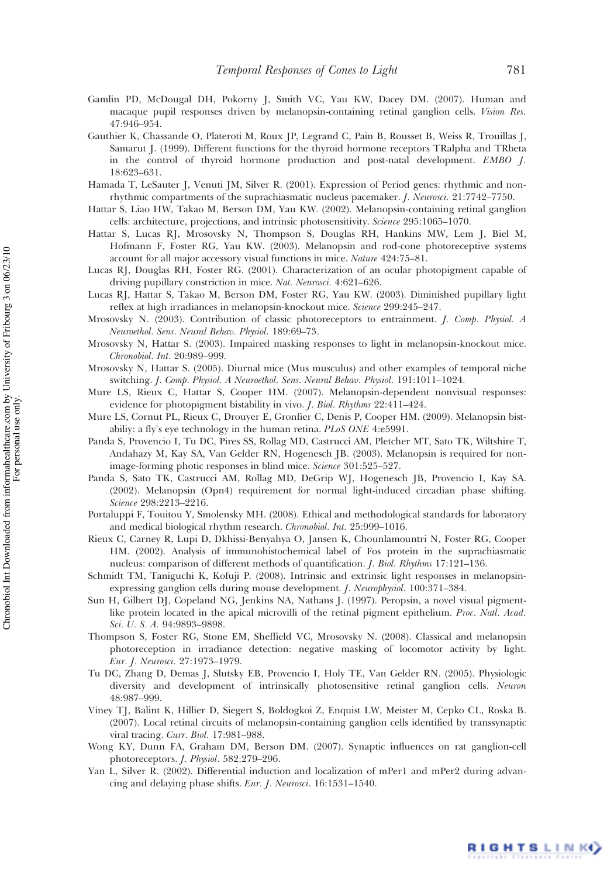Gamlin PD, McDougal DH, Pokorny J, Smith VC, Yau KW, Dacey DM. (2007). Human and macaque pupil responses driven by melanopsin-containing retinal ganglion cells. *Vision Res.* 47:946–954.

Gauthier K, Chassande O, Plateroti M, Roux JP, Legrand C, Pain B, Rousset B, Weiss R, Trouillas J, Samarut J. (1999). Different functions for the thyroid hormone receptors TRalpha and TRbeta in the control of thyroid hormone production and post-natal development. *EMBO J.* 18:623–631.

Hamada T, LeSauter J, Venuti JM, Silver R. (2001). Expression of Period genes: rhythmic and non-rhythmic compartments of the suprachiasmatic nucleus pacemaker. *J. Neurosci.* 21:7742–7750.

Hattar S, Liao HW, Takao M, Berson DM, Yau KW. (2002). Melanopsin-containing retinal ganglion cells: architecture, projections, and intrinsic photosensitivity. *Science* 295:1065–1070.

Hattar S, Lucas RJ, Mrosovsky N, Thompson S, Douglas RH, Hankins MW, Lem J, Biel M, Hofmann F, Foster RG, Yau KW. (2003). Melanopsin and rod-cone photoreceptive systems account for all major accessory visual functions in mice. *Nature* 424:75–81.

Lucas RJ, Douglas RH, Foster RG. (2001). Characterization of an ocular photopigment capable of driving pupillary constriction in mice. *Nat. Neurosci.* 4:621–626.

Lucas RJ, Hattar S, Takao M, Berson DM, Foster RG, Yau KW. (2003). Diminished pupillary light reflex at high irradiances in melanopsin-knockout mice. *Science* 299:245–247.

Mrosovsky N. (2003). Contribution of classic photoreceptors to entrainment. *J. Comp. Physiol. A Neuroethol. Sens. Neural Behav. Physiol.* 189:69–73.

Mrosovsky N, Hattar S. (2003). Impaired masking responses to light in melanopsin-knockout mice. *Chronobiol. Int.* 20:989–999.

Mrosovsky N, Hattar S. (2005). Diurnal mice (Mus musculus) and other examples of temporal niche switching. *J. Comp. Physiol. A Neuroethol. Sens. Neural Behav. Physiol.* 191:1011–1024.

Mure LS, Rieux C, Hattar S, Cooper HM. (2007). Melanopsin-dependent nonvisual responses: evidence for photopigment bistability in vivo. *J. Biol. Rhythms* 22:411–424.

Mure LS, Cornut PL, Rieux C, Drouyer E, Gronfier C, Denis P, Cooper HM. (2009). Melanopsin bistabiliy: a fly's eye technology in the human retina. *PLoS ONE* 4:e5991.

Panda S, Provencio I, Tu DC, Pires SS, Rollag MD, Castrucci AM, Pletcher MT, Sato TK, Wiltshire T, Andahazy M, Kay SA, Van Gelder RN, Hogenesch JB. (2003). Melanopsin is required for non-image-forming photic responses in blind mice. *Science* 301:525–527.

Panda S, Sato TK, Castrucci AM, Rollag MD, DeGrip WJ, Hogenesch JB, Provencio I, Kay SA. (2002). Melanopsin (Opn4) requirement for normal light-induced circadian phase shifting. *Science* 298:2213–2216.

Portaluppi F, Touitou Y, Smolensky MH. (2008). Ethical and methodological standards for laboratory and medical biological rhythm research. *Chronobiol. Int.* 25:999–1016.

Rieux C, Carney R, Lupi D, Dkhissi-Benyahya O, Jansen K, Chounlamountri N, Foster RG, Cooper HM. (2002). Analysis of immunohistochemical label of Fos protein in the suprachiasmatic nucleus: comparison of different methods of quantification. *J. Biol. Rhythms* 17:121–136.

Schmidt TM, Taniguchi K, Kofuji P. (2008). Intrinsic and extrinsic light responses in melanopsin-expressing ganglion cells during mouse development. *J. Neurophysiol.* 100:371–384.

Sun H, Gilbert DJ, Copeland NG, Jenkins NA, Nathans J. (1997). Peropsin, a novel visual pigment-like protein located in the apical microvilli of the retinal pigment epithelium. *Proc. Natl. Acad. Sci. U. S. A.* 94:9893–9898.

Thompson S, Foster RG, Stone EM, Sheffield VC, Mrosovsky N. (2008). Classical and melanopsin photoreception in irradiance detection: negative masking of locomotor activity by light. *Eur. J. Neurosci.* 27:1973–1979.

Tu DC, Zhang D, Demas J, Slutsky EB, Provencio I, Holy TE, Van Gelder RN. (2005). Physiologic diversity and development of intrinsically photosensitive retinal ganglion cells. *Neuron* 48:987–999.

Viney TJ, Balint K, Hillier D, Siegert S, Boldogkoi Z, Enquist LW, Meister M, Cepko CL, Roska B. (2007). Local retinal circuits of melanopsin-containing ganglion cells identified by transsynaptic viral tracing. *Curr. Biol.* 17:981–988.

Wong KY, Dunn FA, Graham DM, Berson DM. (2007). Synaptic influences on rat ganglion-cell photoreceptors. *J. Physiol*. 582:279–296.

Yan L, Silver R. (2002). Differential induction and localization of mPer1 and mPer2 during advancing and delaying phase shifts. *Eur. J. Neurosci*. 16:1531–1540.